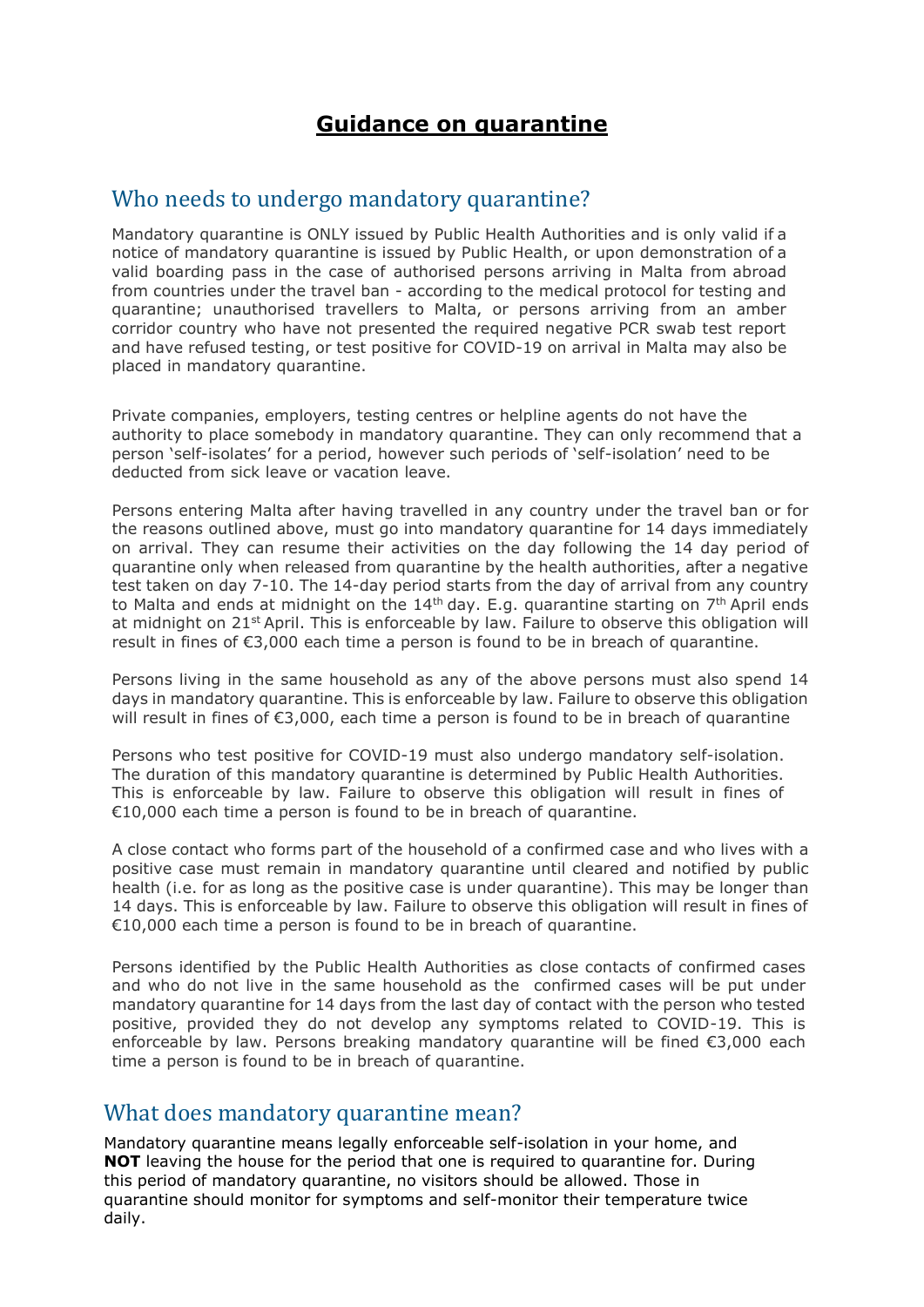# Guidance on quarantine

## Who needs to undergo mandatory quarantine?

Mandatory quarantine is ONLY issued by Public Health Authorities and is only valid if a notice of mandatory quarantine is issued by Public Health, or upon demonstration of a valid boarding pass in the case of authorised persons arriving in Malta from abroad from countries under the travel ban - according to the medical protocol for testing and quarantine; unauthorised travellers to Malta, or persons arriving from an amber corridor country who have not presented the required negative PCR swab test report and have refused testing, or test positive for COVID-19 on arrival in Malta may also be placed in mandatory quarantine.

Private companies, employers, testing centres or helpline agents do not have the authority to place somebody in mandatory quarantine. They can only recommend that a person 'self-isolates' for a period, however such periods of 'self-isolation' need to be deducted from sick leave or vacation leave.

Persons entering Malta after having travelled in any country under the travel ban or for the reasons outlined above, must go into mandatory quarantine for 14 days immediately on arrival. They can resume their activities on the day following the 14 day period of quarantine only when released from quarantine by the health authorities, after a negative test taken on day 7-10. The 14-day period starts from the day of arrival from any country to Malta and ends at midnight on the 14th day. E.g. quarantine starting on 7th April ends at midnight on 21st April. This is enforceable by law. Failure to observe this obligation will result in fines of €3,000 each time a person is found to be in breach of quarantine.

Persons living in the same household as any of the above persons must also spend 14 days in mandatory quarantine. This is enforceable by law. Failure to observe this obligation will result in fines of €3,000, each time a person is found to be in breach of quarantine

Persons who test positive for COVID-19 must also undergo mandatory self-isolation. The duration of this mandatory quarantine is determined by Public Health Authorities. This is enforceable by law. Failure to observe this obligation will result in fines of €10,000 each time a person is found to be in breach of quarantine.

A close contact who forms part of the household of a confirmed case and who lives with a positive case must remain in mandatory quarantine until cleared and notified by public health (i.e. for as long as the positive case is under quarantine). This may be longer than 14 days. This is enforceable by law. Failure to observe this obligation will result in fines of €10,000 each time a person is found to be in breach of quarantine.

Persons identified by the Public Health Authorities as close contacts of confirmed cases and who do not live in the same household as the confirmed cases will be put under mandatory quarantine for 14 days from the last day of contact with the person who tested positive, provided they do not develop any symptoms related to COVID-19. This is enforceable by law. Persons breaking mandatory quarantine will be fined €3,000 each time a person is found to be in breach of quarantine.

## What does mandatory quarantine mean?

Mandatory quarantine means legally enforceable self-isolation in your home, and **NOT** leaving the house for the period that one is required to quarantine for. During this period of mandatory quarantine, no visitors should be allowed. Those in quarantine should monitor for symptoms and self-monitor their temperature twice daily.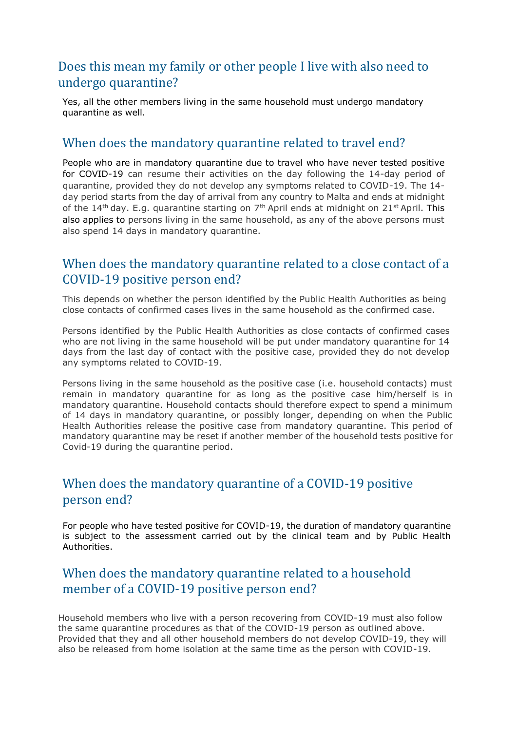## Does this mean my family or other people I live with also need to undergo quarantine?

Yes, all the other members living in the same household must undergo mandatory quarantine as well.

## When does the mandatory quarantine related to travel end?

People who are in mandatory quarantine due to travel who have never tested positive for COVID-19 can resume their activities on the day following the 14-day period of quarantine, provided they do not develop any symptoms related to COVID-19. The 14-day period starts from the day of arrival from any country to Malta and ends at midnight of the 14th day. E.g. quarantine starting on 7th April ends at midnight on 21st April. This also applies to persons living in the same household, as any of the above persons must also spend 14 days in mandatory quarantine.

## When does the mandatory quarantine related to a close contact of a COVID-19 positive person end?

This depends on whether the person identified by the Public Health Authorities as being close contacts of confirmed cases lives in the same household as the confirmed case.

Persons identified by the Public Health Authorities as close contacts of confirmed cases who are not living in the same household will be put under mandatory quarantine for 14 days from the last day of contact with the positive case, provided they do not develop any symptoms related to COVID-19.

Persons living in the same household as the positive case (i.e. household contacts) must remain in mandatory quarantine for as long as the positive case him/herself is in mandatory quarantine. Household contacts should therefore expect to spend a minimum of 14 days in mandatory quarantine, or possibly longer, depending on when the Public Health Authorities release the positive case from mandatory quarantine. This period of mandatory quarantine may be reset if another member of the household tests positive for Covid-19 during the quarantine period.

## When does the mandatory quarantine of a COVID-19 positive person end?

For people who have tested positive for COVID-19, the duration of mandatory quarantine is subject to the assessment carried out by the clinical team and by Public Health Authorities.

## When does the mandatory quarantine related to a household member of a COVID-19 positive person end?

Household members who live with a person recovering from COVID-19 must also follow the same quarantine procedures as that of the COVID-19 person as outlined above. Provided that they and all other household members do not develop COVID-19, they will also be released from home isolation at the same time as the person with COVID-19.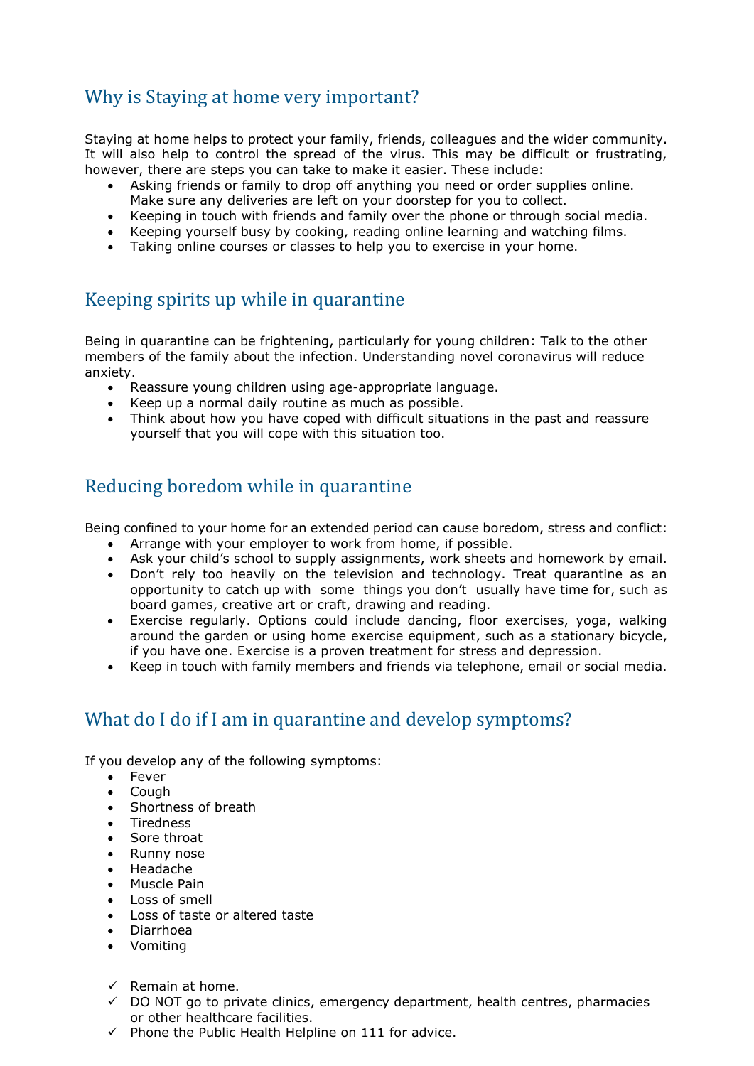## Why is Staying at home very important?

Staying at home helps to protect your family, friends, colleagues and the wider community. It will also help to control the spread of the virus. This may be difficult or frustrating, however, there are steps you can take to make it easier. These include:

- Asking friends or family to drop off anything you need or order supplies online. Make sure any deliveries are left on your doorstep for you to collect.
- Keeping in touch with friends and family over the phone or through social media.
- Keeping yourself busy by cooking, reading online learning and watching films.
- Taking online courses or classes to help you to exercise in your home.

## Keeping spirits up while in quarantine

Being in quarantine can be frightening, particularly for young children: Talk to the other members of the family about the infection. Understanding novel coronavirus will reduce anxiety.

- Reassure young children using age-appropriate language.
- Keep up a normal daily routine as much as possible.
- Think about how you have coped with difficult situations in the past and reassure yourself that you will cope with this situation too.

## Reducing boredom while in quarantine

Being confined to your home for an extended period can cause boredom, stress and conflict:

- Arrange with your employer to work from home, if possible.
- Ask your child's school to supply assignments, work sheets and homework by email.
- Don't rely too heavily on the television and technology. Treat quarantine as an opportunity to catch up with some things you don't usually have time for, such as board games, creative art or craft, drawing and reading.
- Exercise regularly. Options could include dancing, floor exercises, yoga, walking around the garden or using home exercise equipment, such as a stationary bicycle, if you have one. Exercise is a proven treatment for stress and depression.
- Keep in touch with family members and friends via telephone, email or social media.

## What do I do if I am in quarantine and develop symptoms?

If you develop any of the following symptoms:

- Fever
- Cough
- Shortness of breath
- Tiredness
- Sore throat
- Runny nose
- Headache
- Muscle Pain
- Loss of smell
- Loss of taste or altered taste
- Diarrhoea
- Vomiting

- ✓ Remain at home.
- ✓ DO NOT go to private clinics, emergency department, health centres, pharmacies or other healthcare facilities.
- ✓ Phone the Public Health Helpline on 111 for advice.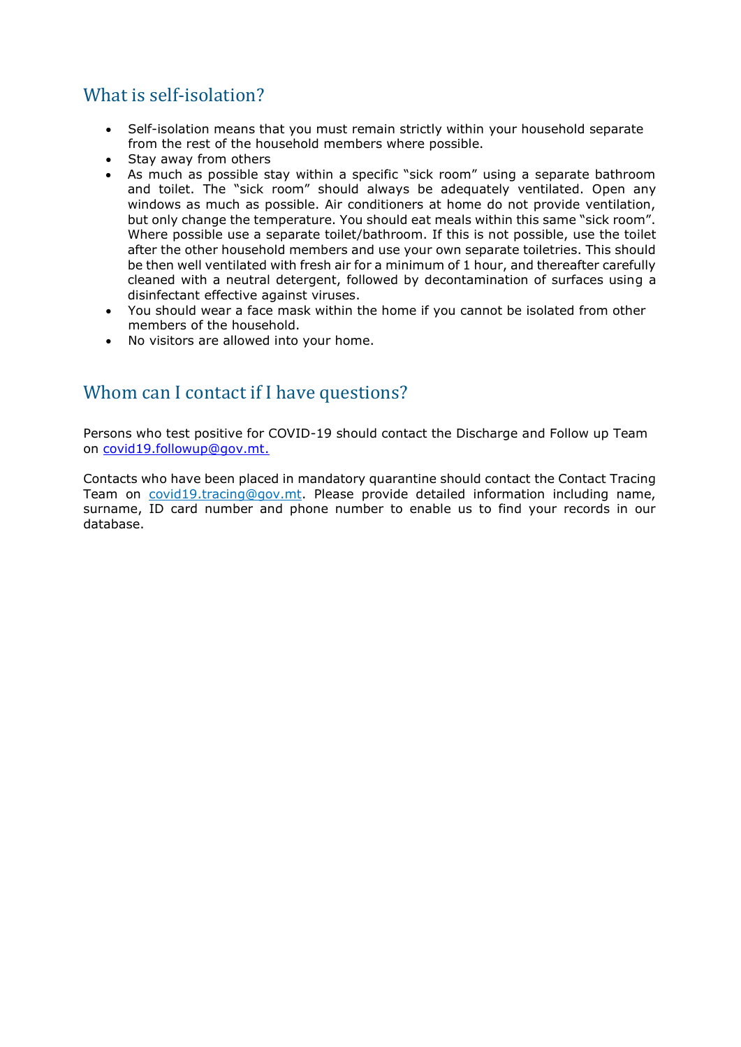## What is self-isolation?

- Self-isolation means that you must remain strictly within your household separate from the rest of the household members where possible.
- Stay away from others
- As much as possible stay within a specific "sick room" using a separate bathroom and toilet. The "sick room" should always be adequately ventilated. Open any windows as much as possible. Air conditioners at home do not provide ventilation, but only change the temperature. You should eat meals within this same "sick room". Where possible use a separate toilet/bathroom. If this is not possible, use the toilet after the other household members and use your own separate toiletries. This should be then well ventilated with fresh air for a minimum of 1 hour, and thereafter carefully cleaned with a neutral detergent, followed by decontamination of surfaces using a disinfectant effective against viruses.
- You should wear a face mask within the home if you cannot be isolated from other members of the household.
- No visitors are allowed into your home.

## Whom can I contact if I have questions?

Persons who test positive for COVID-19 should contact the Discharge and Follow up Team on covid19.followup@gov.mt.

Contacts who have been placed in mandatory quarantine should contact the Contact Tracing Team on covid19.tracing@gov.mt. Please provide detailed information including name, surname, ID card number and phone number to enable us to find your records in our database.